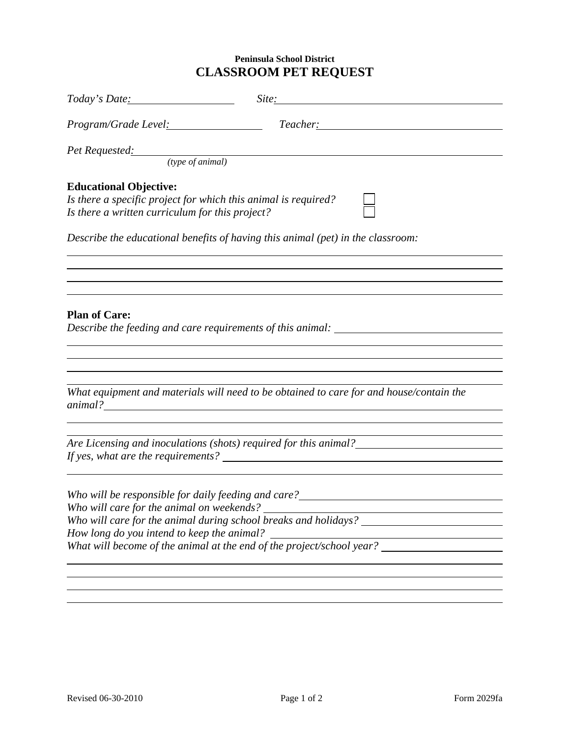**Peninsula School District**

# CLASSROOM PET REQUEST

*Today's Date:* ____________________ *Site:* ____________________________________________

*Program/Grade Level:* __________________ *Teacher:* ___________________________________

*Pet Requested:* ______________________________________________________________________
*(type of animal)*

**Educational Objective:**

*Is there a specific project for which this animal is required?* ☐

*Is there a written curriculum for this project?* ☐

*Describe the educational benefits of having this animal (pet) in the classroom:*

______________________________________________________________________________

______________________________________________________________________________

______________________________________________________________________________

______________________________________________________________________________

**Plan of Care:**

*Describe the feeding and care requirements of this animal:* ______________________________

______________________________________________________________________________

______________________________________________________________________________

______________________________________________________________________________

______________________________________________________________________________

*What equipment and materials will need to be obtained to care for and house/contain the animal?* ______________________________________________________________________

______________________________________________________________________________

______________________________________________________________________________

*Are Licensing and inoculations (shots) required for this animal?* __________________________

*If yes, what are the requirements?* ____________________________________________________

______________________________________________________________________________

*Who will be responsible for daily feeding and care?* ______________________________________

*Who will care for the animal on weekends?* ____________________________________________

*Who will care for the animal during school breaks and holidays?* __________________________

*How long do you intend to keep the animal?* ___________________________________________

*What will become of the animal at the end of the project/school year?* _______________________

______________________________________________________________________________

______________________________________________________________________________

______________________________________________________________________________

______________________________________________________________________________

Revised 06-30-2010 Form 2029fa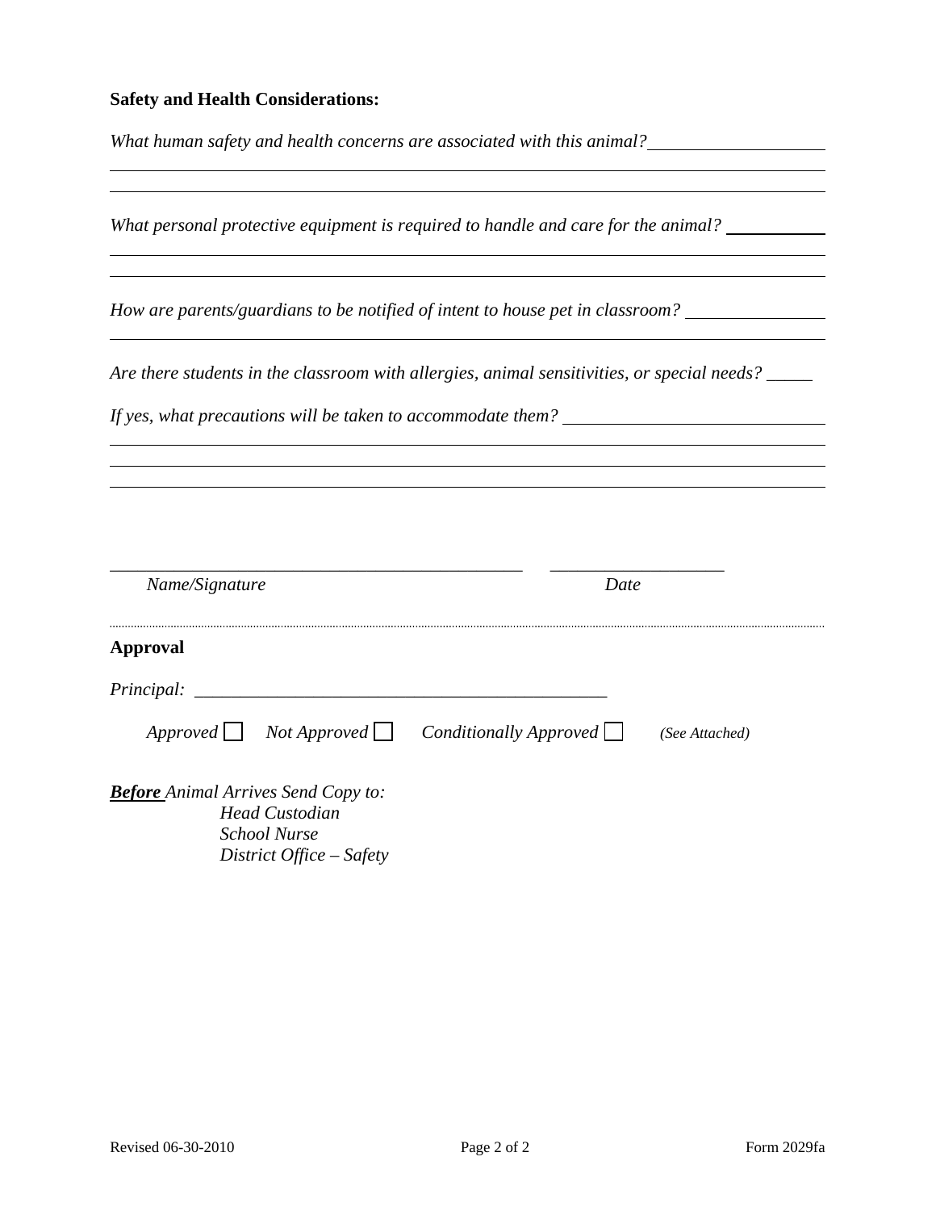**Safety and Health Considerations:**

*What human safety and health concerns are associated with this animal?* ____________________

______________________________________________________________________________

______________________________________________________________________________

*What personal protective equipment is required to handle and care for the animal?* ___________

______________________________________________________________________________

______________________________________________________________________________

*How are parents/guardians to be notified of intent to house pet in classroom?* ________________

______________________________________________________________________________

*Are there students in the classroom with allergies, animal sensitivities, or special needs?* _____

*If yes, what precautions will be taken to accommodate them?* ____________________________

______________________________________________________________________________

______________________________________________________________________________

______________________________________________________________________________

_____________________________________________ ___________________

*Name/Signature* *Date*

---

**Approval**

*Principal:* _____________________________________________

*Approved* ☐ *Not Approved* ☐ *Conditionally Approved* ☐ *(See Attached)*

***Before*** *Animal Arrives Send Copy to:*

*Head Custodian*
*School Nurse*
*District Office – Safety*

Revised 06-30-2010 Form 2029fa